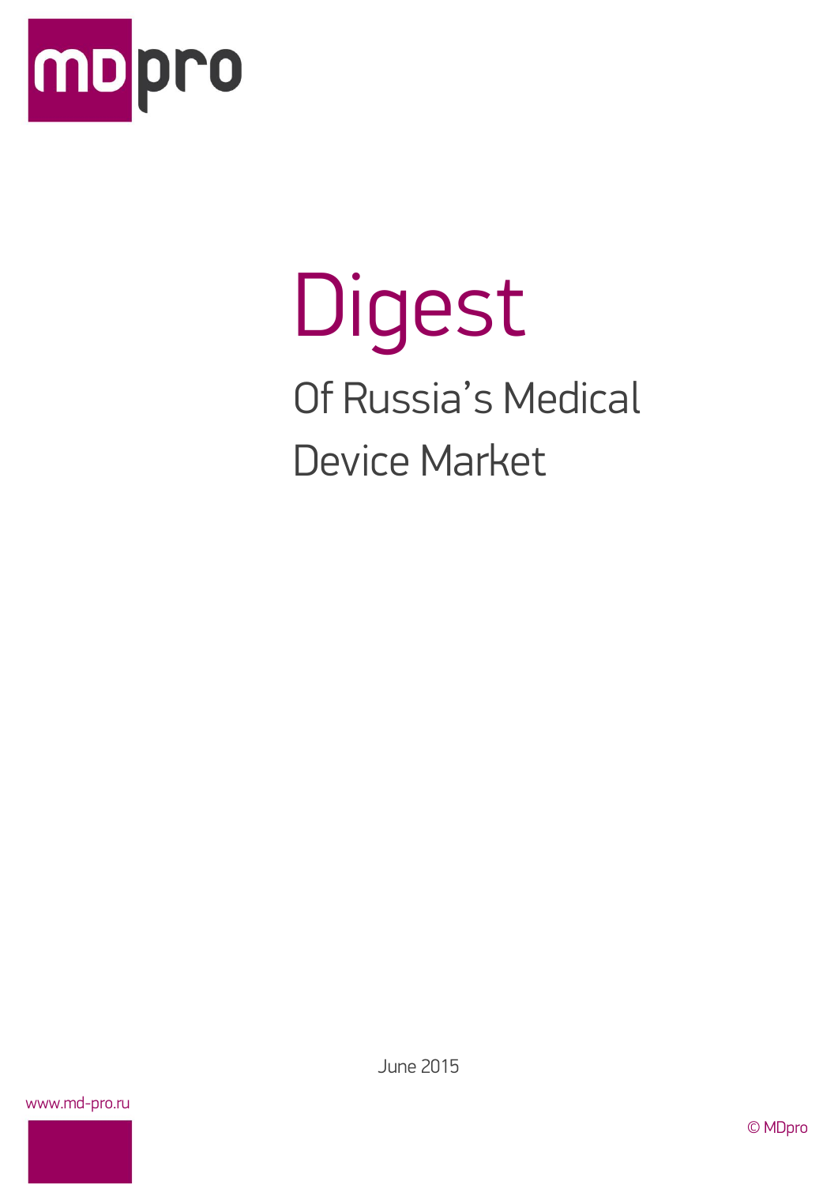mdpro

# Digest

## Of Russia's Medical Device Market

June 2015

www.md-pro.ru

© MDpro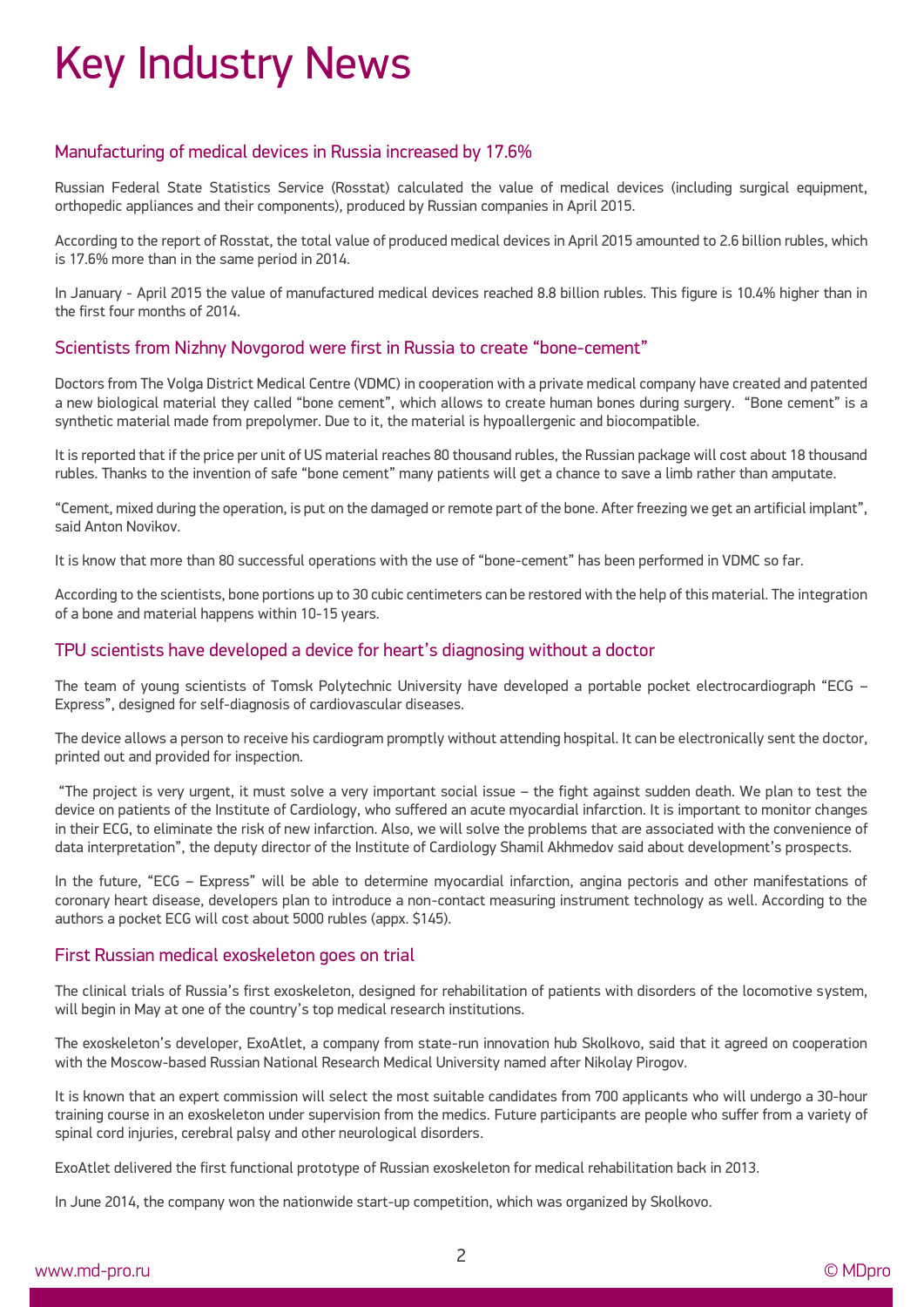# Key Industry News

## Manufacturing of medical devices in Russia increased by 17.6%

Russian Federal State Statistics Service (Rosstat) calculated the value of medical devices (including surgical equipment, orthopedic appliances and their components), produced by Russian companies in April 2015.

According to the report of Rosstat, the total value of produced medical devices in April 2015 amounted to 2.6 billion rubles, which is 17.6% more than in the same period in 2014.

In January - April 2015 the value of manufactured medical devices reached 8.8 billion rubles. This figure is 10.4% higher than in the first four months of 2014.

## Scientists from Nizhny Novgorod were first in Russia to create "bone-cement"

Doctors from The Volga District Medical Centre (VDMC) in cooperation with a private medical company have created and patented a new biological material they called "bone cement", which allows to create human bones during surgery. "Bone cement" is a synthetic material made from prepolymer. Due to it, the material is hypoallergenic and biocompatible.

It is reported that if the price per unit of US material reaches 80 thousand rubles, the Russian package will cost about 18 thousand rubles. Thanks to the invention of safe "bone cement" many patients will get a chance to save a limb rather than amputate.

"Cement, mixed during the operation, is put on the damaged or remote part of the bone. After freezing we get an artificial implant", said Anton Novikov.

It is know that more than 80 successful operations with the use of "bone-cement" has been performed in VDMC so far.

According to the scientists, bone portions up to 30 cubic centimeters can be restored with the help of this material. The integration of a bone and material happens within 10-15 years.

## TPU scientists have developed a device for heart's diagnosing without a doctor

The team of young scientists of Tomsk Polytechnic University have developed a portable pocket electrocardiograph "ECG – Express", designed for self-diagnosis of cardiovascular diseases.

The device allows a person to receive his cardiogram promptly without attending hospital. It can be electronically sent the doctor, printed out and provided for inspection.

"The project is very urgent, it must solve a very important social issue – the fight against sudden death. We plan to test the device on patients of the Institute of Cardiology, who suffered an acute myocardial infarction. It is important to monitor changes in their ECG, to eliminate the risk of new infarction. Also, we will solve the problems that are associated with the convenience of data interpretation", the deputy director of the Institute of Cardiology Shamil Akhmedov said about development's prospects.

In the future, "ECG – Express" will be able to determine myocardial infarction, angina pectoris and other manifestations of coronary heart disease, developers plan to introduce a non-contact measuring instrument technology as well. According to the authors a pocket ECG will cost about 5000 rubles (appx. $145).

## First Russian medical exoskeleton goes on trial

The clinical trials of Russia's first exoskeleton, designed for rehabilitation of patients with disorders of the locomotive system, will begin in May at one of the country's top medical research institutions.

The exoskeleton's developer, ExoAtlet, a company from state-run innovation hub Skolkovo, said that it agreed on cooperation with the Moscow-based Russian National Research Medical University named after Nikolay Pirogov.

It is known that an expert commission will select the most suitable candidates from 700 applicants who will undergo a 30-hour training course in an exoskeleton under supervision from the medics. Future participants are people who suffer from a variety of spinal cord injuries, cerebral palsy and other neurological disorders.

ExoAtlet delivered the first functional prototype of Russian exoskeleton for medical rehabilitation back in 2013.

In June 2014, the company won the nationwide start-up competition, which was organized by Skolkovo.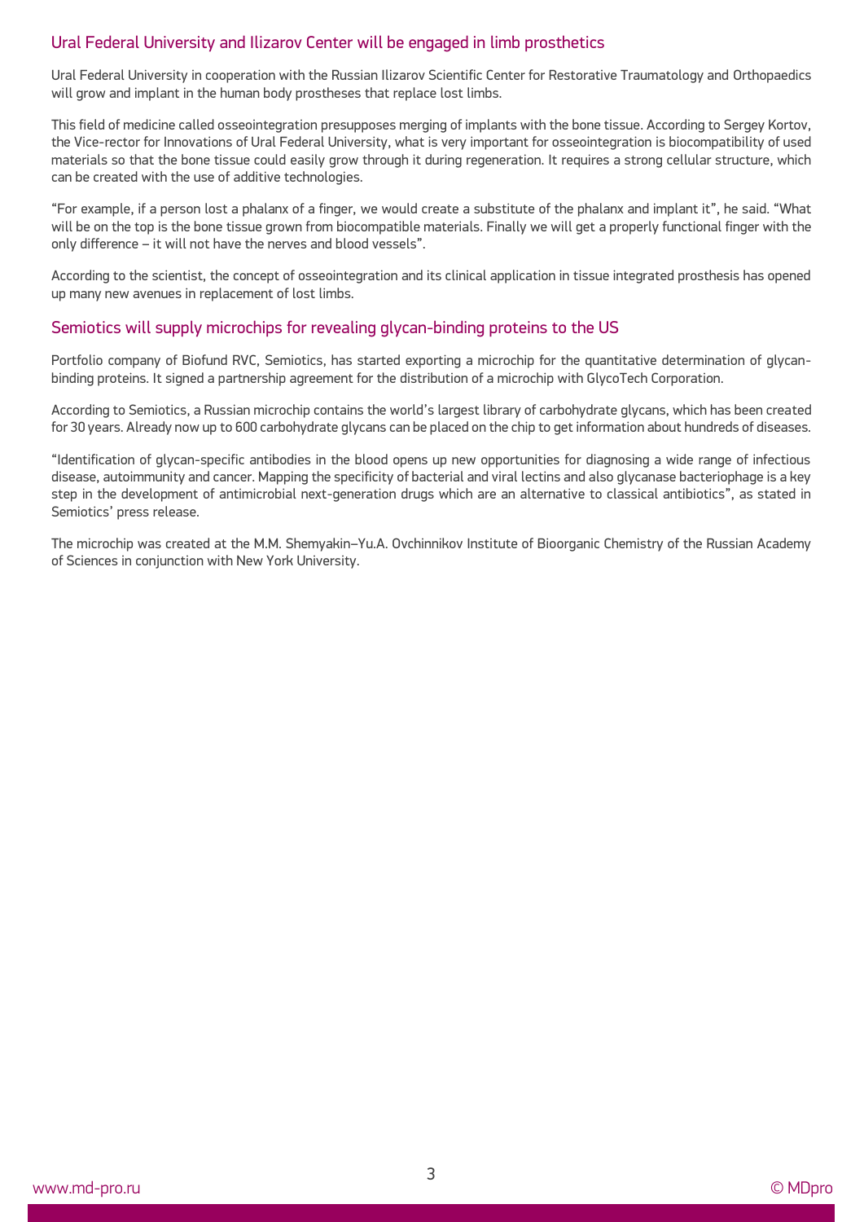## Ural Federal University and Ilizarov Center will be engaged in limb prosthetics

Ural Federal University in cooperation with the Russian Ilizarov Scientific Center for Restorative Traumatology and Orthopaedics will grow and implant in the human body prostheses that replace lost limbs.

This field of medicine called osseointegration presupposes merging of implants with the bone tissue. According to Sergey Kortov, the Vice-rector for Innovations of Ural Federal University, what is very important for osseointegration is biocompatibility of used materials so that the bone tissue could easily grow through it during regeneration. It requires a strong cellular structure, which can be created with the use of additive technologies.

"For example, if a person lost a phalanx of a finger, we would create a substitute of the phalanx and implant it", he said. "What will be on the top is the bone tissue grown from biocompatible materials. Finally we will get a properly functional finger with the only difference – it will not have the nerves and blood vessels".

According to the scientist, the concept of osseointegration and its clinical application in tissue integrated prosthesis has opened up many new avenues in replacement of lost limbs.

## Semiotics will supply microchips for revealing glycan-binding proteins to the US

Portfolio company of Biofund RVC, Semiotics, has started exporting a microchip for the quantitative determination of glycan-binding proteins. It signed a partnership agreement for the distribution of a microchip with GlycoTech Corporation.

According to Semiotics, a Russian microchip contains the world's largest library of carbohydrate glycans, which has been created for 30 years. Already now up to 600 carbohydrate glycans can be placed on the chip to get information about hundreds of diseases.

"Identification of glycan-specific antibodies in the blood opens up new opportunities for diagnosing a wide range of infectious disease, autoimmunity and cancer. Mapping the specificity of bacterial and viral lectins and also glycanase bacteriophage is a key step in the development of antimicrobial next-generation drugs which are an alternative to classical antibiotics", as stated in Semiotics' press release.

The microchip was created at the M.M. Shemyakin–Yu.A. Ovchinnikov Institute of Bioorganic Chemistry of the Russian Academy of Sciences in conjunction with New York University.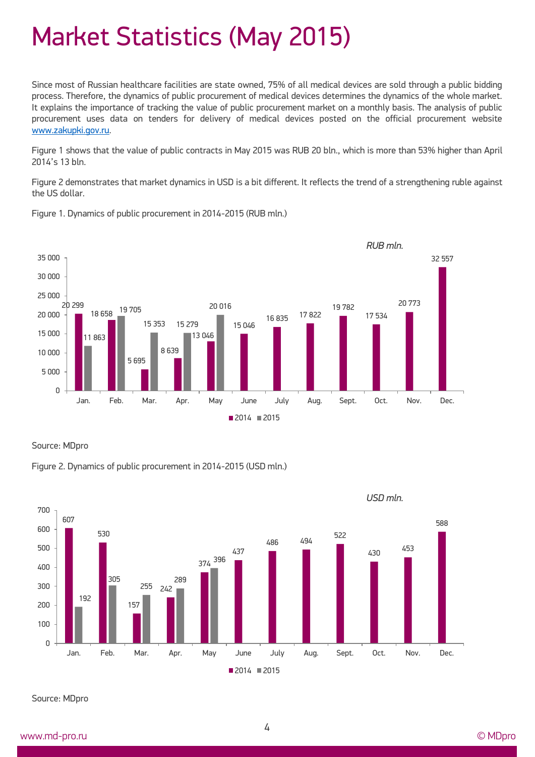# Market Statistics (May 2015)

Since most of Russian healthcare facilities are state owned, 75% of all medical devices are sold through a public bidding process. Therefore, the dynamics of public procurement of medical devices determines the dynamics of the whole market. It explains the importance of tracking the value of public procurement market on a monthly basis. The analysis of public procurement uses data on tenders for delivery of medical devices posted on the official procurement website www.zakupki.gov.ru.

Figure 1 shows that the value of public contracts in May 2015 was RUB 20 bln., which is more than 53% higher than April 2014's 13 bln.

Figure 2 demonstrates that market dynamics in USD is a bit different. It reflects the trend of a strengthening ruble against the US dollar.

Figure 1. Dynamics of public procurement in 2014-2015 (RUB mln.)

*RUB mln.*

| Month | 2014 | 2015 |
|---|---|---|
| Jan. | 20 299 | 11 863 |
| Feb. | 18 658 | 19 705 |
| Mar. | 5 695 | 15 353 |
| Apr. | 8 639 | 15 279 |
| May | 13 046 | 20 016 |
| June | 15 046 | |
| July | 16 835 | |
| Aug. | 17 822 | |
| Sept. | 19 782 | |
| Oct. | 17 534 | |
| Nov. | 20 773 | |
| Dec. | 32 557 | |

Source: MDpro

Figure 2. Dynamics of public procurement in 2014-2015 (USD mln.)

*USD mln.*

| Month | 2014 | 2015 |
|---|---|---|
| Jan. | 607 | 192 |
| Feb. | 530 | 305 |
| Mar. | 157 | 255 |
| Apr. | 242 | 289 |
| May | 374 | 396 |
| June | 437 | |
| July | 486 | |
| Aug. | 494 | |
| Sept. | 522 | |
| Oct. | 430 | |
| Nov. | 453 | |
| Dec. | 588 | |

Source: MDpro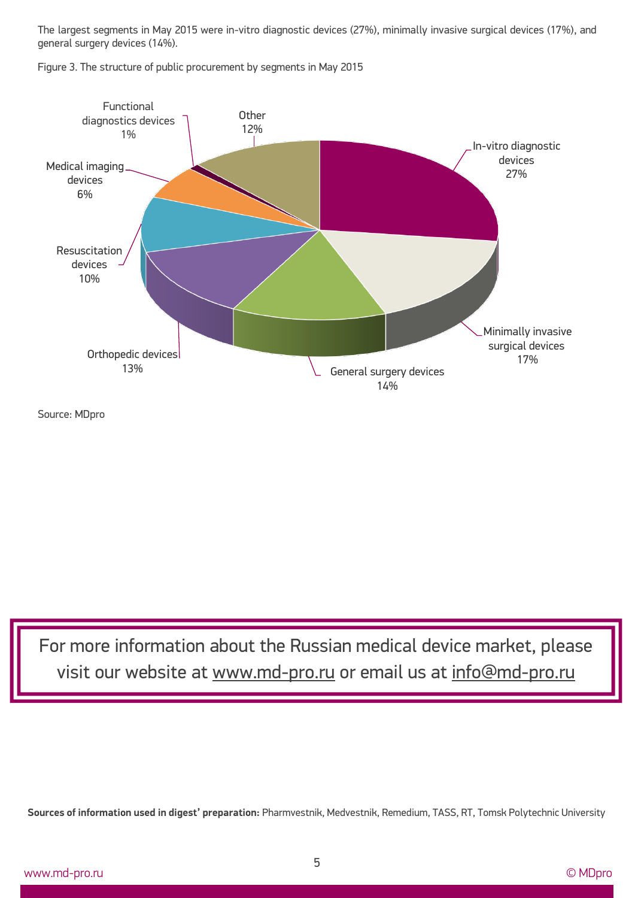The largest segments in May 2015 were in-vitro diagnostic devices (27%), minimally invasive surgical devices (17%), and general surgery devices (14%).

Figure 3. The structure of public procurement by segments in May 2015

In-vitro diagnostic devices 27%
Minimally invasive surgical devices 17%
General surgery devices 14%
Orthopedic devices 13%
Resuscitation devices 10%
Medical imaging devices 6%
Functional diagnostics devices 1%
Other 12%

Source: MDpro

For more information about the Russian medical device market, please visit our website at www.md-pro.ru or email us at info@md-pro.ru

**Sources of information used in digest' preparation:** Pharmvestnik, Medvestnik, Remedium, TASS, RT, Tomsk Polytechnic University